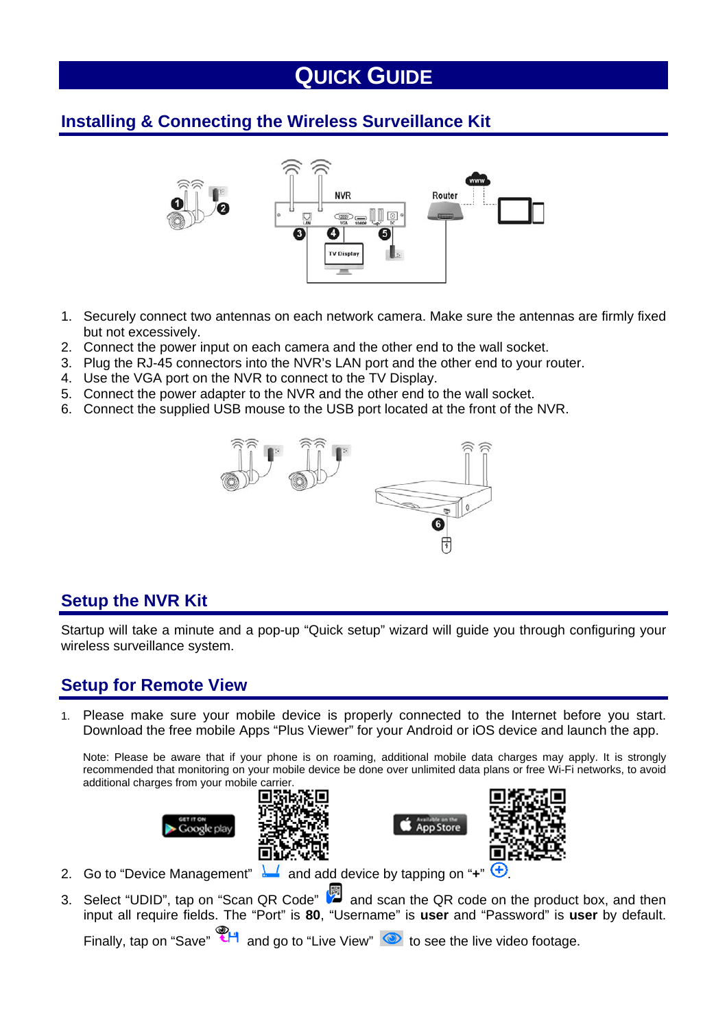# QUICK GUIDE

## Installing & Connecting the Wireless Surveillance Kit

1. Securely connect two antennas on each network camera. Make sure the antennas are firmly fixed but not excessively.
2. Connect the power input on each camera and the other end to the wall socket.
3. Plug the RJ-45 connectors into the NVR's LAN port and the other end to your router.
4. Use the VGA port on the NVR to connect to the TV Display.
5. Connect the power adapter to the NVR and the other end to the wall socket.
6. Connect the supplied USB mouse to the USB port located at the front of the NVR.

## Setup the NVR Kit

Startup will take a minute and a pop-up "Quick setup" wizard will guide you through configuring your wireless surveillance system.

## Setup for Remote View

1. Please make sure your mobile device is properly connected to the Internet before you start. Download the free mobile Apps "Plus Viewer" for your Android or iOS device and launch the app.

   Note: Please be aware that if your phone is on roaming, additional mobile data charges may apply. It is strongly recommended that monitoring on your mobile device be done over unlimited data plans or free Wi-Fi networks, to avoid additional charges from your mobile carrier.

2. Go to "Device Management" and add device by tapping on "**+**".
3. Select "UDID", tap on "Scan QR Code" and scan the QR code on the product box, and then input all require fields. The "Port" is **80**, "Username" is **user** and "Password" is **user** by default.

   Finally, tap on "Save" and go to "Live View" to see the live video footage.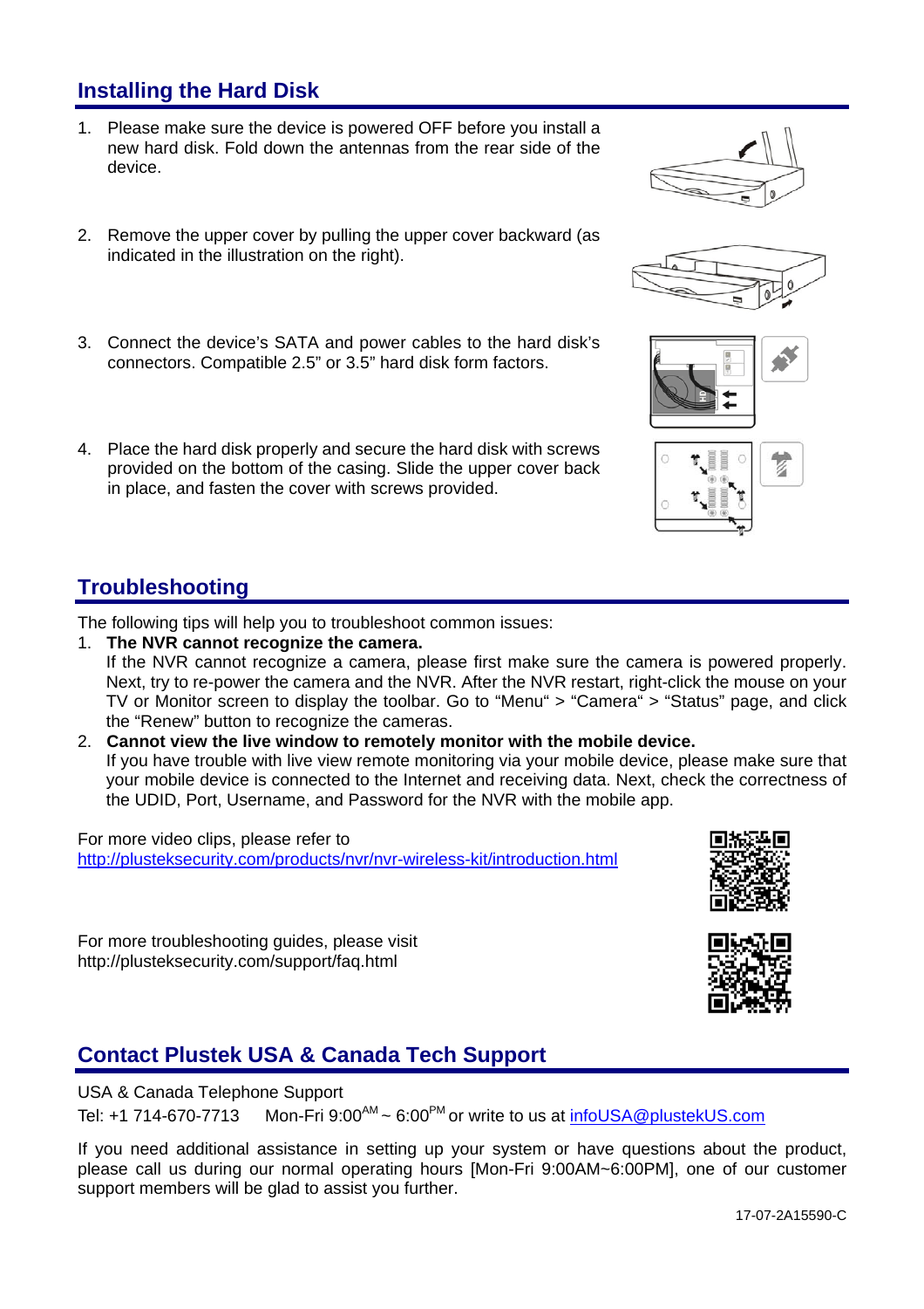## Installing the Hard Disk

1. Please make sure the device is powered OFF before you install a new hard disk. Fold down the antennas from the rear side of the device.
2. Remove the upper cover by pulling the upper cover backward (as indicated in the illustration on the right).
3. Connect the device's SATA and power cables to the hard disk's connectors. Compatible 2.5" or 3.5" hard disk form factors.
4. Place the hard disk properly and secure the hard disk with screws provided on the bottom of the casing. Slide the upper cover back in place, and fasten the cover with screws provided.

## Troubleshooting

The following tips will help you to troubleshoot common issues:

1. **The NVR cannot recognize the camera.**
   If the NVR cannot recognize a camera, please first make sure the camera is powered properly. Next, try to re-power the camera and the NVR. After the NVR restart, right-click the mouse on your TV or Monitor screen to display the toolbar. Go to "Menu" > "Camera" > "Status" page, and click the "Renew" button to recognize the cameras.
2. **Cannot view the live window to remotely monitor with the mobile device.**
   If you have trouble with live view remote monitoring via your mobile device, please make sure that your mobile device is connected to the Internet and receiving data. Next, check the correctness of the UDID, Port, Username, and Password for the NVR with the mobile app.

For more video clips, please refer to
http://plusteksecurity.com/products/nvr/nvr-wireless-kit/introduction.html

For more troubleshooting guides, please visit
http://plusteksecurity.com/support/faq.html

## Contact Plustek USA & Canada Tech Support

USA & Canada Telephone Support

Tel: +1 714-670-7713    Mon-Fri 9:00AM ~ 6:00PM or write to us at infoUSA@plustekUS.com

If you need additional assistance in setting up your system or have questions about the product, please call us during our normal operating hours [Mon-Fri 9:00AM~6:00PM], one of our customer support members will be glad to assist you further.

17-07-2A15590-C